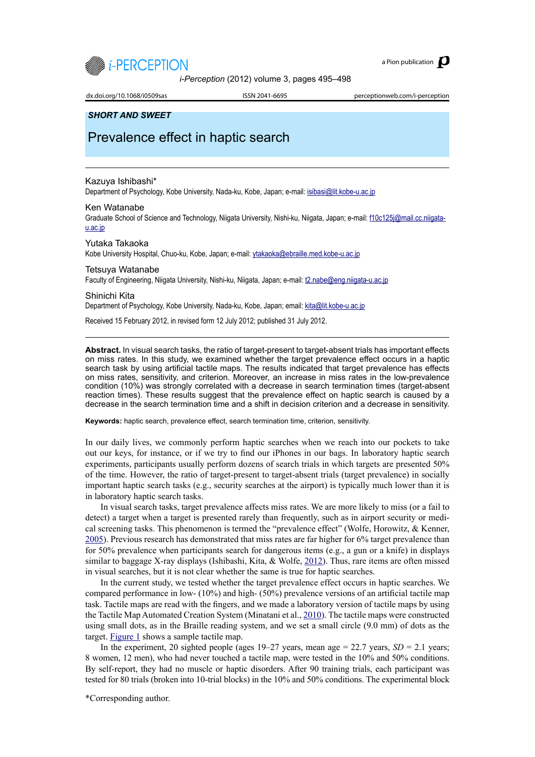SHORT AND SWEET

# Prevalence effect in haptic search

Kazuya Ishibashi*
Department of Psychology, Kobe University, Nada-ku, Kobe, Japan; e-mail: isibasi@lit.kobe-u.ac.jp

Ken Watanabe
Graduate School of Science and Technology, Niigata University, Nishi-ku, Niigata, Japan; e-mail: f10c125j@mail.cc.niigata-u.ac.jp

Yutaka Takaoka
Kobe University Hospital, Chuo-ku, Kobe, Japan; e-mail: ytakaoka@ebraille.med.kobe-u.ac.jp

Tetsuya Watanabe
Faculty of Engineering, Niigata University, Nishi-ku, Niigata, Japan; e-mail: t2.nabe@eng.niigata-u.ac.jp

Shinichi Kita
Department of Psychology, Kobe University, Nada-ku, Kobe, Japan; email: kita@lit.kobe-u.ac.jp

Received 15 February 2012, in revised form 12 July 2012; published 31 July 2012.

**Abstract.** In visual search tasks, the ratio of target-present to target-absent trials has important effects on miss rates. In this study, we examined whether the target prevalence effect occurs in a haptic search task by using artificial tactile maps. The results indicated that target prevalence has effects on miss rates, sensitivity, and criterion. Moreover, an increase in miss rates in the low-prevalence condition (10%) was strongly correlated with a decrease in search termination times (target-absent reaction times). These results suggest that the prevalence effect on haptic search is caused by a decrease in the search termination time and a shift in decision criterion and a decrease in sensitivity.

**Keywords:** haptic search, prevalence effect, search termination time, criterion, sensitivity.

In our daily lives, we commonly perform haptic searches when we reach into our pockets to take out our keys, for instance, or if we try to find our iPhones in our bags. In laboratory haptic search experiments, participants usually perform dozens of search trials in which targets are presented 50% of the time. However, the ratio of target-present to target-absent trials (target prevalence) in socially important haptic search tasks (e.g., security searches at the airport) is typically much lower than it is in laboratory haptic search tasks.

In visual search tasks, target prevalence affects miss rates. We are more likely to miss (or a fail to detect) a target when a target is presented rarely than frequently, such as in airport security or medical screening tasks. This phenomenon is termed the "prevalence effect" (Wolfe, Horowitz, & Kenner, 2005). Previous research has demonstrated that miss rates are far higher for 6% target prevalence than for 50% prevalence when participants search for dangerous items (e.g., a gun or a knife) in displays similar to baggage X-ray displays (Ishibashi, Kita, & Wolfe, 2012). Thus, rare items are often missed in visual searches, but it is not clear whether the same is true for haptic searches.

In the current study, we tested whether the target prevalence effect occurs in haptic searches. We compared performance in low- (10%) and high- (50%) prevalence versions of an artificial tactile map task. Tactile maps are read with the fingers, and we made a laboratory version of tactile maps by using the Tactile Map Automated Creation System (Minatani et al., 2010). The tactile maps were constructed using small dots, as in the Braille reading system, and we set a small circle (9.0 mm) of dots as the target. Figure 1 shows a sample tactile map.

In the experiment, 20 sighted people (ages 19–27 years, mean age = 22.7 years, *SD* = 2.1 years; 8 women, 12 men), who had never touched a tactile map, were tested in the 10% and 50% conditions. By self-report, they had no muscle or haptic disorders. After 90 training trials, each participant was tested for 80 trials (broken into 10-trial blocks) in the 10% and 50% conditions. The experimental block

*Corresponding author.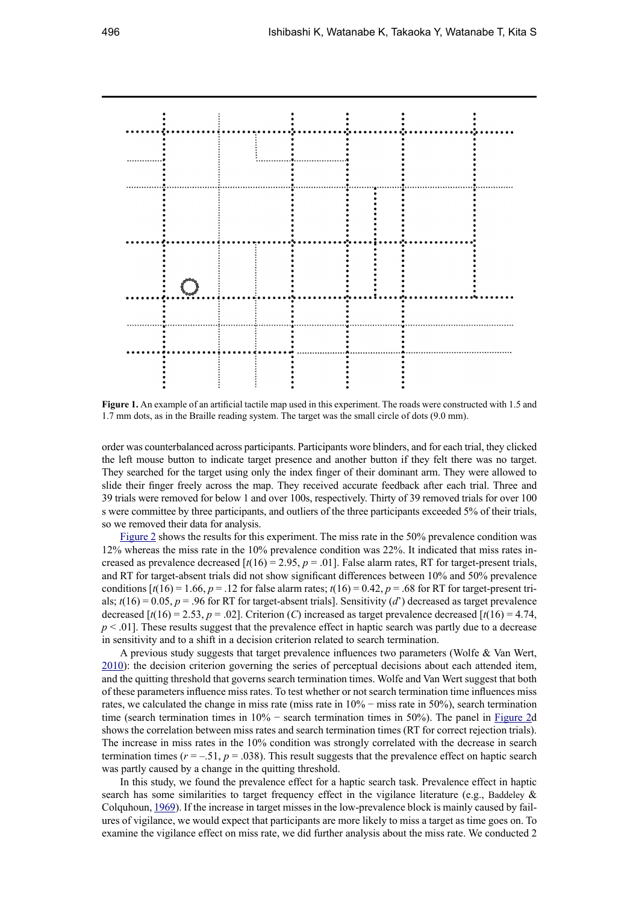**Figure 1.** An example of an artificial tactile map used in this experiment. The roads were constructed with 1.5 and 1.7 mm dots, as in the Braille reading system. The target was the small circle of dots (9.0 mm).

order was counterbalanced across participants. Participants wore blinders, and for each trial, they clicked the left mouse button to indicate target presence and another button if they felt there was no target. They searched for the target using only the index finger of their dominant arm. They were allowed to slide their finger freely across the map. They received accurate feedback after each trial. Three and 39 trials were removed for below 1 and over 100s, respectively. Thirty of 39 removed trials for over 100 s were committee by three participants, and outliers of the three participants exceeded 5% of their trials, so we removed their data for analysis.

Figure 2 shows the results for this experiment. The miss rate in the 50% prevalence condition was 12% whereas the miss rate in the 10% prevalence condition was 22%. It indicated that miss rates increased as prevalence decreased [$t(16) = 2.95$, $p = .01$]. False alarm rates, RT for target-present trials, and RT for target-absent trials did not show significant differences between 10% and 50% prevalence conditions [$t(16) = 1.66$, $p = .12$ for false alarm rates; $t(16) = 0.42$, $p = .68$ for RT for target-present trials; $t(16) = 0.05$, $p = .96$ for RT for target-absent trials]. Sensitivity ($d'$) decreased as target prevalence decreased [$t(16) = 2.53$, $p = .02$]. Criterion ($C$) increased as target prevalence decreased [$t(16) = 4.74$, $p < .01$]. These results suggest that the prevalence effect in haptic search was partly due to a decrease in sensitivity and to a shift in a decision criterion related to search termination.

A previous study suggests that target prevalence influences two parameters (Wolfe & Van Wert, 2010): the decision criterion governing the series of perceptual decisions about each attended item, and the quitting threshold that governs search termination times. Wolfe and Van Wert suggest that both of these parameters influence miss rates. To test whether or not search termination time influences miss rates, we calculated the change in miss rate (miss rate in 10% − miss rate in 50%), search termination time (search termination times in 10% − search termination times in 50%). The panel in Figure 2d shows the correlation between miss rates and search termination times (RT for correct rejection trials). The increase in miss rates in the 10% condition was strongly correlated with the decrease in search termination times ($r = -.51$, $p = .038$). This result suggests that the prevalence effect on haptic search was partly caused by a change in the quitting threshold.

In this study, we found the prevalence effect for a haptic search task. Prevalence effect in haptic search has some similarities to target frequency effect in the vigilance literature (e.g., Baddeley & Colquhoun, 1969). If the increase in target misses in the low-prevalence block is mainly caused by failures of vigilance, we would expect that participants are more likely to miss a target as time goes on. To examine the vigilance effect on miss rate, we did further analysis about the miss rate. We conducted 2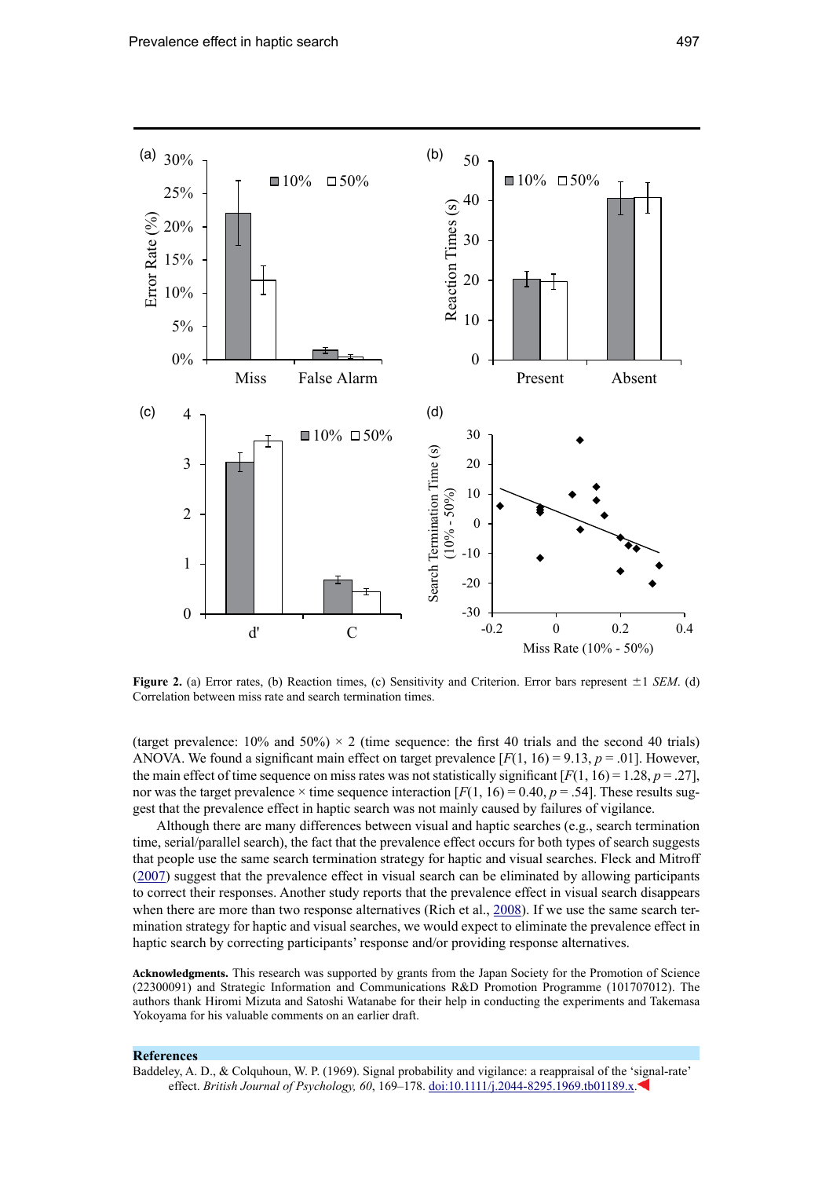(a)
30%
25%
20%
15%
10%
5%
0%
Error Rate (%)
■10% □50%
Miss
False Alarm

(b)
50
40
30
20
10
0
Reaction Times (s)
■10% □50%
Present
Absent

(c)
4
3
2
1
0
■10% □50%
d'
C

(d)
30
20
10
0
-10
-20
-30
Search Termination Time (s) (10% - 50%)
-0.2
0
0.2
0.4
Miss Rate (10% - 50%)

**Figure 2.** (a) Error rates, (b) Reaction times, (c) Sensitivity and Criterion. Error bars represent ±1 *SEM*. (d) Correlation between miss rate and search termination times.

(target prevalence: 10% and 50%) × 2 (time sequence: the first 40 trials and the second 40 trials) ANOVA. We found a significant main effect on target prevalence [$F(1, 16) = 9.13$, $p = .01$]. However, the main effect of time sequence on miss rates was not statistically significant [$F(1, 16) = 1.28$, $p = .27$], nor was the target prevalence × time sequence interaction [$F(1, 16) = 0.40$, $p = .54$]. These results suggest that the prevalence effect in haptic search was not mainly caused by failures of vigilance.

Although there are many differences between visual and haptic searches (e.g., search termination time, serial/parallel search), the fact that the prevalence effect occurs for both types of search suggests that people use the same search termination strategy for haptic and visual searches. Fleck and Mitroff (2007) suggest that the prevalence effect in visual search can be eliminated by allowing participants to correct their responses. Another study reports that the prevalence effect in visual search disappears when there are more than two response alternatives (Rich et al., 2008). If we use the same search termination strategy for haptic and visual searches, we would expect to eliminate the prevalence effect in haptic search by correcting participants' response and/or providing response alternatives.

**Acknowledgments.** This research was supported by grants from the Japan Society for the Promotion of Science (22300091) and Strategic Information and Communications R&D Promotion Programme (101707012). The authors thank Hiromi Mizuta and Satoshi Watanabe for their help in conducting the experiments and Takemasa Yokoyama for his valuable comments on an earlier draft.

## References

Baddeley, A. D., & Colquhoun, W. P. (1969). Signal probability and vigilance: a reappraisal of the 'signal-rate' effect. *British Journal of Psychology, 60*, 169–178. doi:10.1111/j.2044-8295.1969.tb01189.x.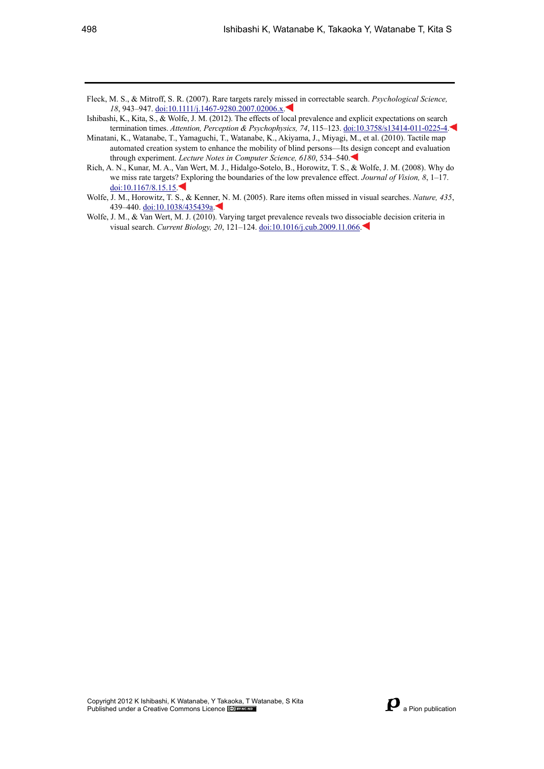Fleck, M. S., & Mitroff, S. R. (2007). Rare targets rarely missed in correctable search. *Psychological Science, 18*, 943–947. doi:10.1111/j.1467-9280.2007.02006.x.

Ishibashi, K., Kita, S., & Wolfe, J. M. (2012). The effects of local prevalence and explicit expectations on search termination times. *Attention, Perception & Psychophysics, 74*, 115–123. doi:10.3758/s13414-011-0225-4.

Minatani, K., Watanabe, T., Yamaguchi, T., Watanabe, K., Akiyama, J., Miyagi, M., et al. (2010). Tactile map automated creation system to enhance the mobility of blind persons—Its design concept and evaluation through experiment. *Lecture Notes in Computer Science, 6180*, 534–540.

Rich, A. N., Kunar, M. A., Van Wert, M. J., Hidalgo-Sotelo, B., Horowitz, T. S., & Wolfe, J. M. (2008). Why do we miss rate targets? Exploring the boundaries of the low prevalence effect. *Journal of Vision, 8*, 1–17. doi:10.1167/8.15.15.

Wolfe, J. M., Horowitz, T. S., & Kenner, N. M. (2005). Rare items often missed in visual searches. *Nature, 435*, 439–440. doi:10.1038/435439a.

Wolfe, J. M., & Van Wert, M. J. (2010). Varying target prevalence reveals two dissociable decision criteria in visual search. *Current Biology, 20*, 121–124. doi:10.1016/j.cub.2009.11.066.

Copyright 2012 K Ishibashi, K Watanabe, Y Takaoka, T Watanabe, S Kita
Published under a Creative Commons Licence